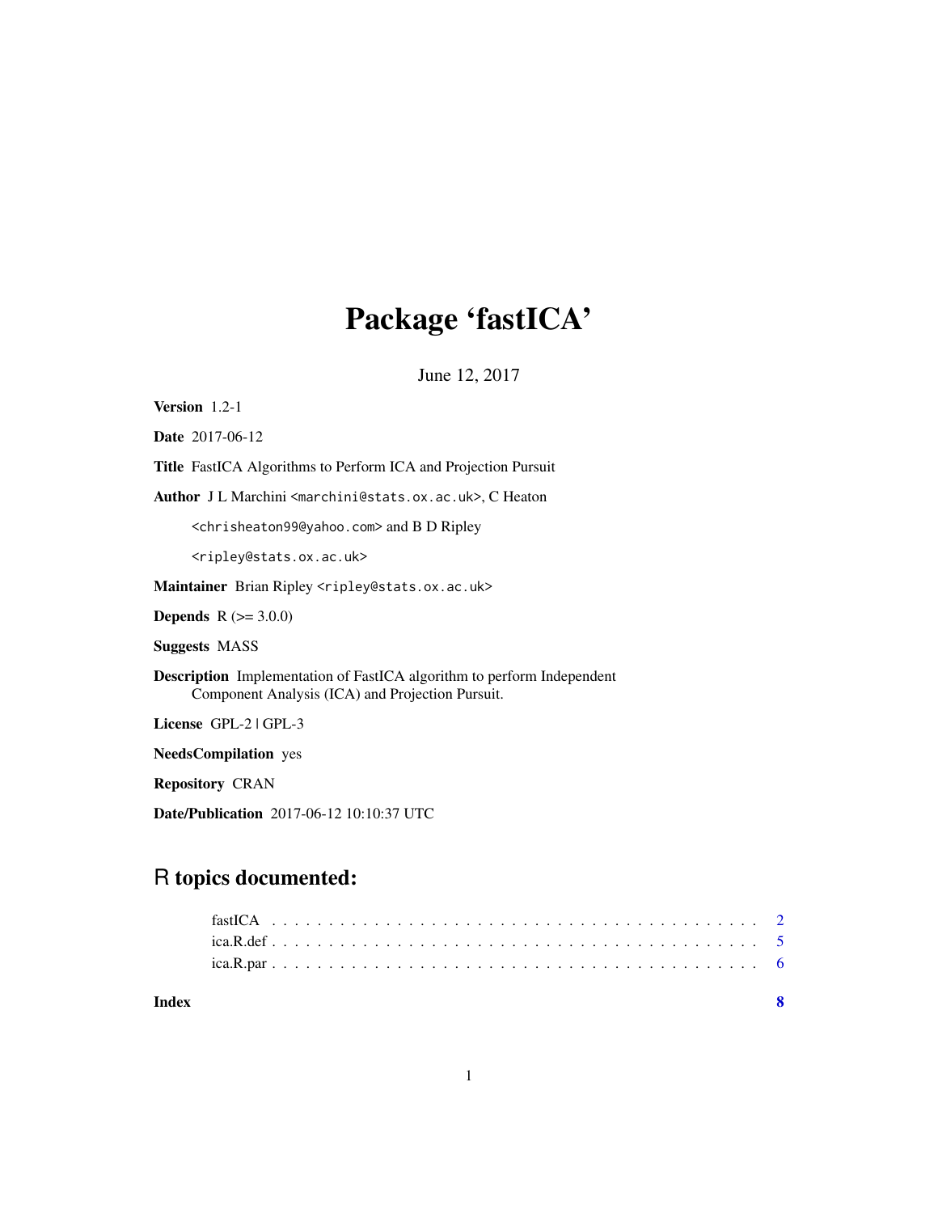# Package 'fastICA'

June 12, 2017

**Version** 1.2-1

**Date** 2017-06-12

**Title** FastICA Algorithms to Perform ICA and Projection Pursuit

**Author** J L Marchini <marchini@stats.ox.ac.uk>, C Heaton <chrisheaton99@yahoo.com> and B D Ripley <ripley@stats.ox.ac.uk>

**Maintainer** Brian Ripley <ripley@stats.ox.ac.uk>

**Depends** R (>= 3.0.0)

**Suggests** MASS

**Description** Implementation of FastICA algorithm to perform Independent Component Analysis (ICA) and Projection Pursuit.

**License** GPL-2 | GPL-3

**NeedsCompilation** yes

**Repository** CRAN

**Date/Publication** 2017-06-12 10:10:37 UTC

## R topics documented:

- fastICA . . . . . . . . . . . . . . . . . . . . . . . . . . . . . . . . . . . . . . . . . 2
- ica.R.def . . . . . . . . . . . . . . . . . . . . . . . . . . . . . . . . . . . . . . . . 5
- ica.R.par . . . . . . . . . . . . . . . . . . . . . . . . . . . . . . . . . . . . . . . . 6

**Index** **8**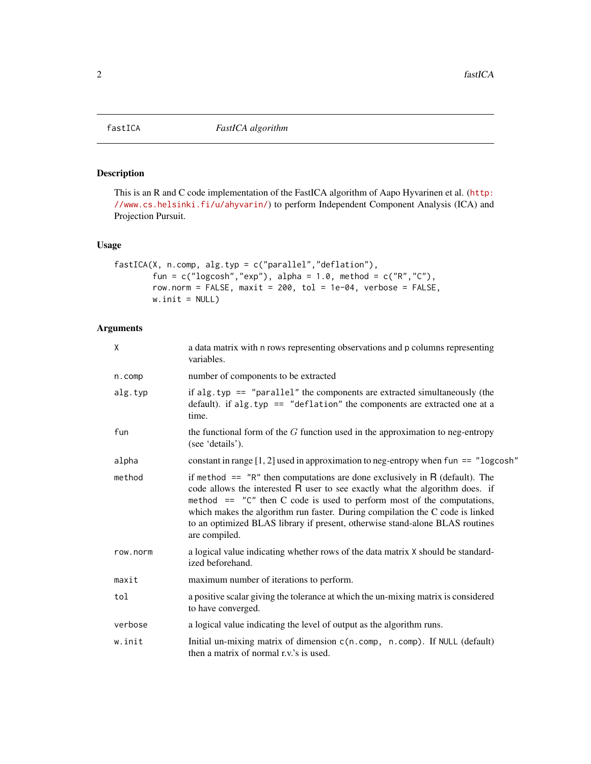## fastICA — *FastICA algorithm*

### Description

This is an R and C code implementation of the FastICA algorithm of Aapo Hyvarinen et al. (http://www.cs.helsinki.fi/u/ahyvarin/) to perform Independent Component Analysis (ICA) and Projection Pursuit.

### Usage

```
fastICA(X, n.comp, alg.typ = c("parallel","deflation"),
        fun = c("logcosh","exp"), alpha = 1.0, method = c("R","C"),
        row.norm = FALSE, maxit = 200, tol = 1e-04, verbose = FALSE,
        w.init = NULL)
```

### Arguments

| | |
|---|---|
| `X` | a data matrix with n rows representing observations and p columns representing variables. |
| `n.comp` | number of components to be extracted |
| `alg.typ` | if `alg.typ == "parallel"` the components are extracted simultaneously (the default). if `alg.typ == "deflation"` the components are extracted one at a time. |
| `fun` | the functional form of the $G$ function used in the approximation to neg-entropy (see 'details'). |
| `alpha` | constant in range $[1, 2]$ used in approximation to neg-entropy when `fun == "logcosh"` |
| `method` | if `method == "R"` then computations are done exclusively in R (default). The code allows the interested R user to see exactly what the algorithm does. if `method == "C"` then C code is used to perform most of the computations, which makes the algorithm run faster. During compilation the C code is linked to an optimized BLAS library if present, otherwise stand-alone BLAS routines are compiled. |
| `row.norm` | a logical value indicating whether rows of the data matrix X should be standardized beforehand. |
| `maxit` | maximum number of iterations to perform. |
| `tol` | a positive scalar giving the tolerance at which the un-mixing matrix is considered to have converged. |
| `verbose` | a logical value indicating the level of output as the algorithm runs. |
| `w.init` | Initial un-mixing matrix of dimension `c(n.comp, n.comp)`. If `NULL` (default) then a matrix of normal r.v.'s is used. |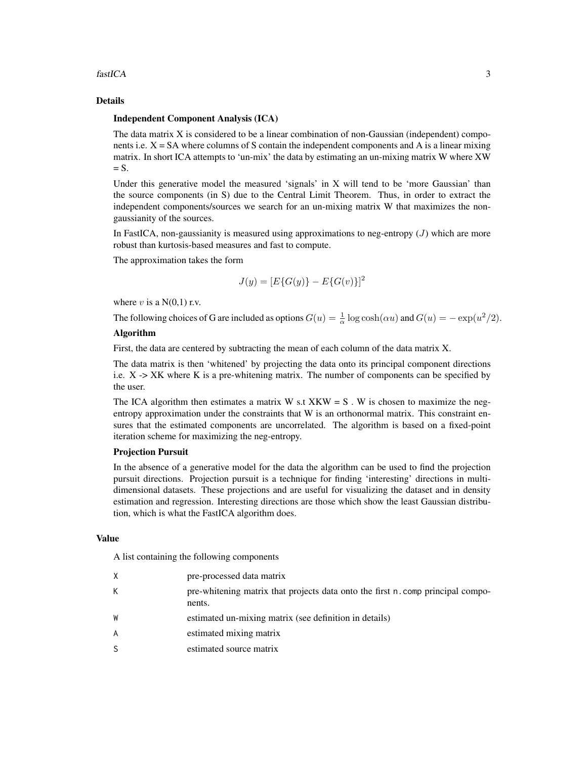## Details

### Independent Component Analysis (ICA)

The data matrix X is considered to be a linear combination of non-Gaussian (independent) components i.e. X = SA where columns of S contain the independent components and A is a linear mixing matrix. In short ICA attempts to 'un-mix' the data by estimating an un-mixing matrix W where XW = S.

Under this generative model the measured 'signals' in X will tend to be 'more Gaussian' than the source components (in S) due to the Central Limit Theorem. Thus, in order to extract the independent components/sources we search for an un-mixing matrix W that maximizes the non-gaussianity of the sources.

In FastICA, non-gaussianity is measured using approximations to neg-entropy ($J$) which are more robust than kurtosis-based measures and fast to compute.

The approximation takes the form

$$J(y) = [E\{G(y)\} - E\{G(v)\}]^2$$

where $v$ is a N(0,1) r.v.

The following choices of G are included as options $G(u) = \frac{1}{\alpha} \log \cosh(\alpha u)$ and $G(u) = -\exp(u^2/2)$.

### Algorithm

First, the data are centered by subtracting the mean of each column of the data matrix X.

The data matrix is then 'whitened' by projecting the data onto its principal component directions i.e. X -> XK where K is a pre-whitening matrix. The number of components can be specified by the user.

The ICA algorithm then estimates a matrix W s.t XKW = S . W is chosen to maximize the neg-entropy approximation under the constraints that W is an orthonormal matrix. This constraint ensures that the estimated components are uncorrelated. The algorithm is based on a fixed-point iteration scheme for maximizing the neg-entropy.

### Projection Pursuit

In the absence of a generative model for the data the algorithm can be used to find the projection pursuit directions. Projection pursuit is a technique for finding 'interesting' directions in multi-dimensional datasets. These projections and are useful for visualizing the dataset and in density estimation and regression. Interesting directions are those which show the least Gaussian distribution, which is what the FastICA algorithm does.

## Value

A list containing the following components

| | |
|---|---|
| `X` | pre-processed data matrix |
| `K` | pre-whitening matrix that projects data onto the first `n.comp` principal components. |
| `W` | estimated un-mixing matrix (see definition in details) |
| `A` | estimated mixing matrix |
| `S` | estimated source matrix |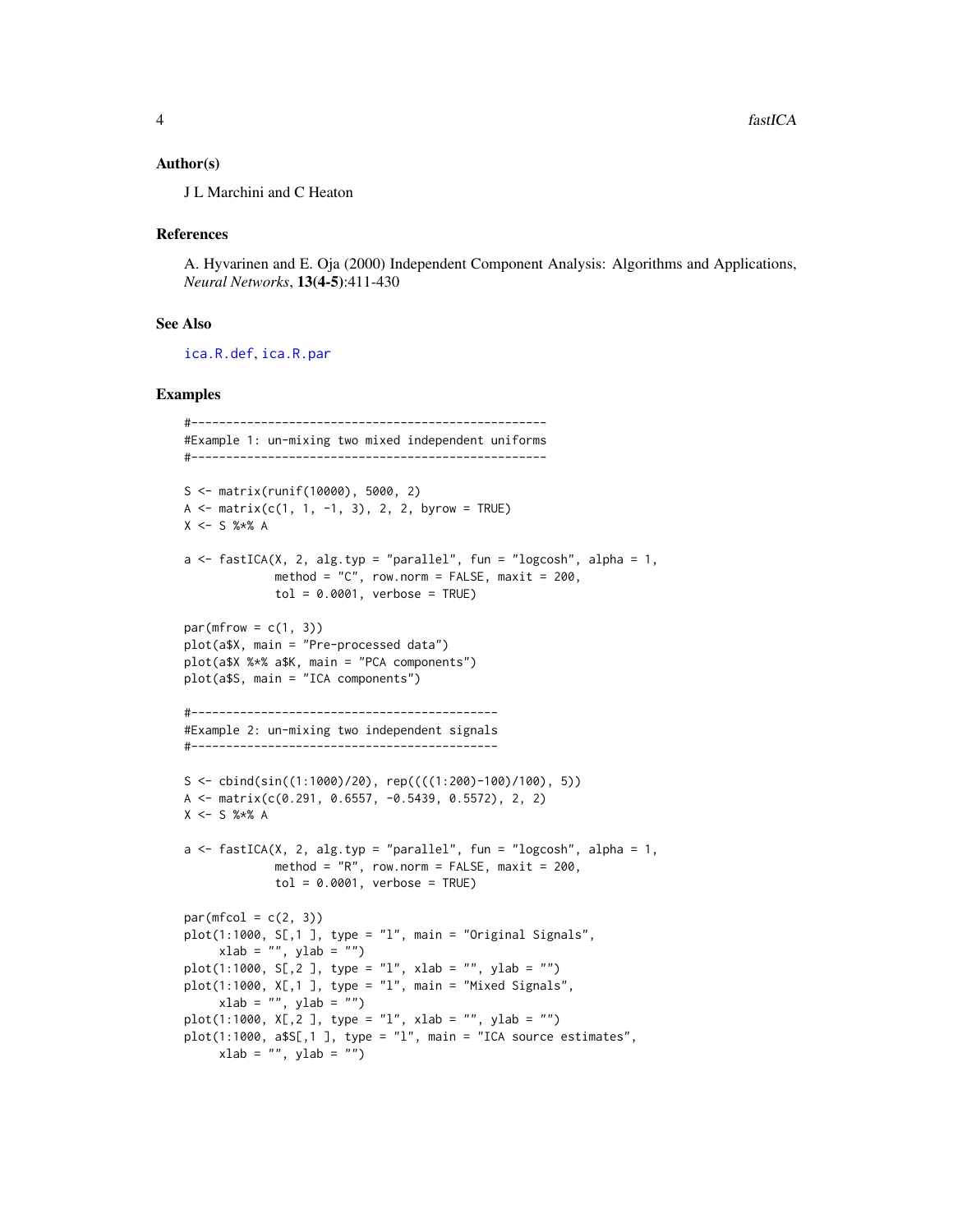## Author(s)

J L Marchini and C Heaton

## References

A. Hyvarinen and E. Oja (2000) Independent Component Analysis: Algorithms and Applications, *Neural Networks*, **13(4-5)**:411-430

## See Also

ica.R.def, ica.R.par

## Examples

```
#---------------------------------------------------
#Example 1: un-mixing two mixed independent uniforms
#---------------------------------------------------

S <- matrix(runif(10000), 5000, 2)
A <- matrix(c(1, 1, -1, 3), 2, 2, byrow = TRUE)
X <- S %*% A

a <- fastICA(X, 2, alg.typ = "parallel", fun = "logcosh", alpha = 1,
             method = "C", row.norm = FALSE, maxit = 200,
             tol = 0.0001, verbose = TRUE)

par(mfrow = c(1, 3))
plot(a$X, main = "Pre-processed data")
plot(a$X %*% a$K, main = "PCA components")
plot(a$S, main = "ICA components")

#--------------------------------------------
#Example 2: un-mixing two independent signals
#--------------------------------------------

S <- cbind(sin((1:1000)/20), rep((((1:200)-100)/100), 5))
A <- matrix(c(0.291, 0.6557, -0.5439, 0.5572), 2, 2)
X <- S %*% A

a <- fastICA(X, 2, alg.typ = "parallel", fun = "logcosh", alpha = 1,
             method = "R", row.norm = FALSE, maxit = 200,
             tol = 0.0001, verbose = TRUE)

par(mfcol = c(2, 3))
plot(1:1000, S[,1 ], type = "l", main = "Original Signals",
     xlab = "", ylab = "")
plot(1:1000, S[,2 ], type = "l", xlab = "", ylab = "")
plot(1:1000, X[,1 ], type = "l", main = "Mixed Signals",
     xlab = "", ylab = "")
plot(1:1000, X[,2 ], type = "l", xlab = "", ylab = "")
plot(1:1000, a$S[,1 ], type = "l", main = "ICA source estimates",
     xlab = "", ylab = "")
```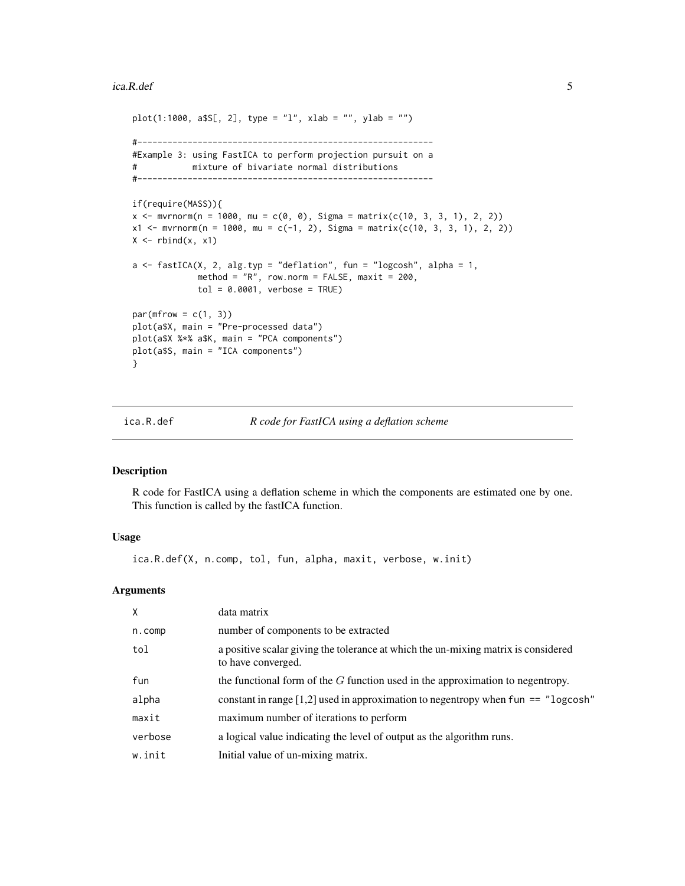```
plot(1:1000, a$S[, 2], type = "l", xlab = "", ylab = "")

#---------------------------------------------------------
#Example 3: using FastICA to perform projection pursuit on a
#           mixture of bivariate normal distributions
#---------------------------------------------------------

if(require(MASS)){
x <- mvrnorm(n = 1000, mu = c(0, 0), Sigma = matrix(c(10, 3, 3, 1), 2, 2))
x1 <- mvrnorm(n = 1000, mu = c(-1, 2), Sigma = matrix(c(10, 3, 3, 1), 2, 2))
X <- rbind(x, x1)

a <- fastICA(X, 2, alg.typ = "deflation", fun = "logcosh", alpha = 1,
             method = "R", row.norm = FALSE, maxit = 200,
             tol = 0.0001, verbose = TRUE)

par(mfrow = c(1, 3))
plot(a$X, main = "Pre-processed data")
plot(a$X %*% a$K, main = "PCA components")
plot(a$S, main = "ICA components")
}
```

## ica.R.def — *R code for FastICA using a deflation scheme*

### Description

R code for FastICA using a deflation scheme in which the components are estimated one by one. This function is called by the fastICA function.

### Usage

```
ica.R.def(X, n.comp, tol, fun, alpha, maxit, verbose, w.init)
```

### Arguments

| | |
|---|---|
| `X` | data matrix |
| `n.comp` | number of components to be extracted |
| `tol` | a positive scalar giving the tolerance at which the un-mixing matrix is considered to have converged. |
| `fun` | the functional form of the $G$ function used in the approximation to negentropy. |
| `alpha` | constant in range [1,2] used in approximation to negentropy when `fun == "logcosh"` |
| `maxit` | maximum number of iterations to perform |
| `verbose` | a logical value indicating the level of output as the algorithm runs. |
| `w.init` | Initial value of un-mixing matrix. |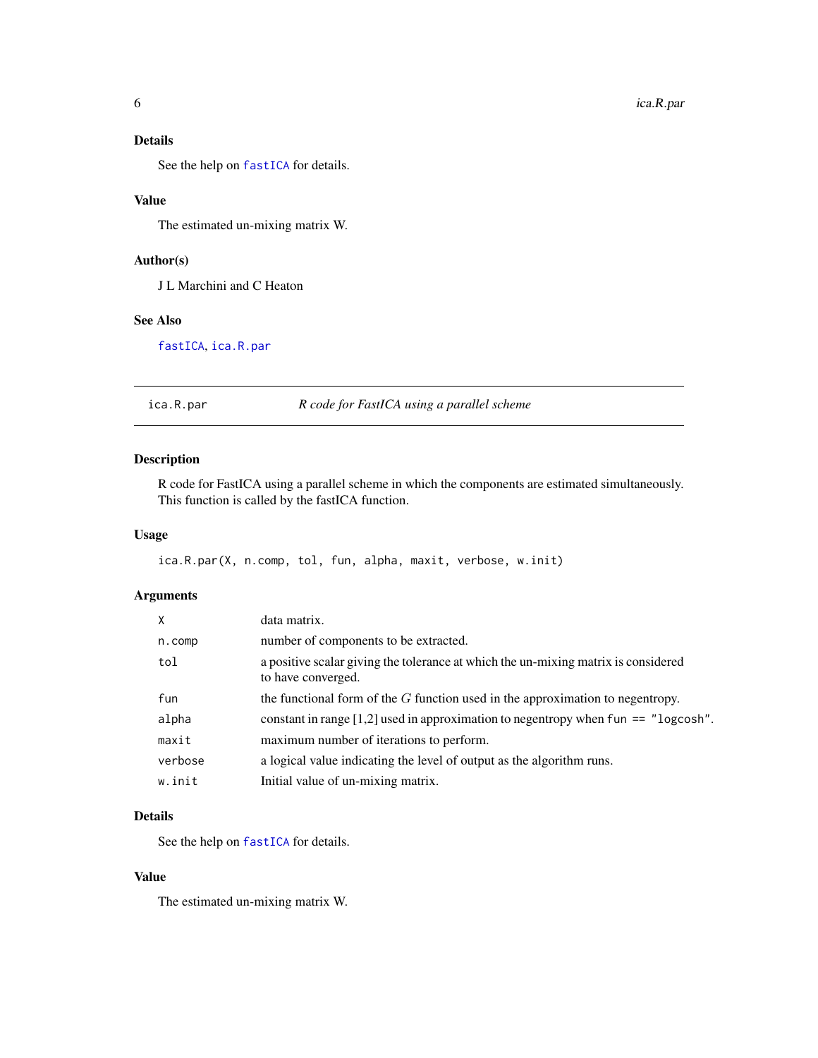### Details

See the help on fastICA for details.

### Value

The estimated un-mixing matrix W.

### Author(s)

J L Marchini and C Heaton

### See Also

fastICA, ica.R.par

---

## ica.R.par — *R code for FastICA using a parallel scheme*

---

### Description

R code for FastICA using a parallel scheme in which the components are estimated simultaneously. This function is called by the fastICA function.

### Usage

```
ica.R.par(X, n.comp, tol, fun, alpha, maxit, verbose, w.init)
```

### Arguments

| | |
|---|---|
| `X` | data matrix. |
| `n.comp` | number of components to be extracted. |
| `tol` | a positive scalar giving the tolerance at which the un-mixing matrix is considered to have converged. |
| `fun` | the functional form of the $G$ function used in the approximation to negentropy. |
| `alpha` | constant in range [1,2] used in approximation to negentropy when `fun == "logcosh"`. |
| `maxit` | maximum number of iterations to perform. |
| `verbose` | a logical value indicating the level of output as the algorithm runs. |
| `w.init` | Initial value of un-mixing matrix. |

### Details

See the help on fastICA for details.

### Value

The estimated un-mixing matrix W.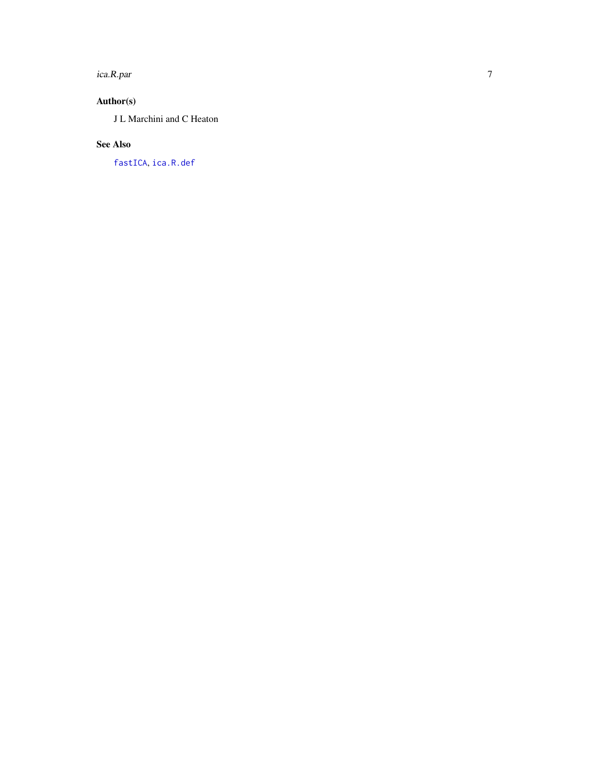## Author(s)

J L Marchini and C Heaton

## See Also

`fastICA`, `ica.R.def`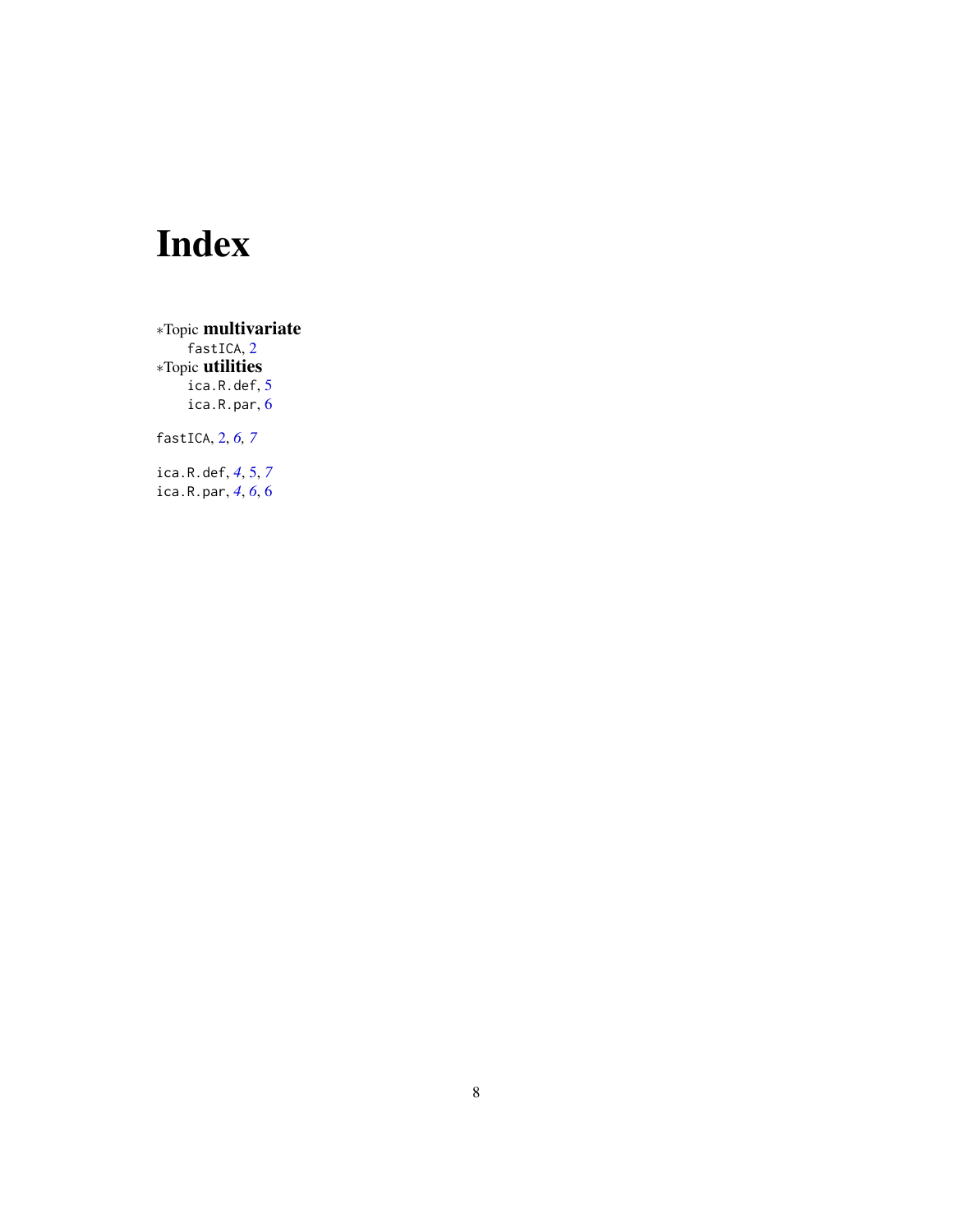# Index

∗Topic **multivariate**

  fastICA, 2

∗Topic **utilities**

  ica.R.def, 5

  ica.R.par, 6

fastICA, 2, *6, 7*

ica.R.def, *4*, 5, *7*

ica.R.par, *4*, *6*, 6